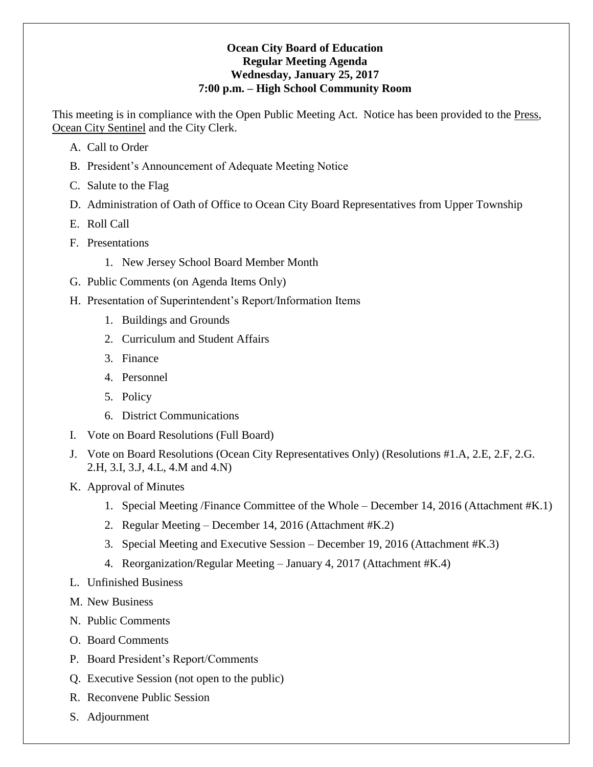**Ocean City Board of Education**
**Regular Meeting Agenda**
**Wednesday, January 25, 2017**
**7:00 p.m. – High School Community Room**

This meeting is in compliance with the Open Public Meeting Act. Notice has been provided to the Press, Ocean City Sentinel and the City Clerk.

A. Call to Order

B. President's Announcement of Adequate Meeting Notice

C. Salute to the Flag

D. Administration of Oath of Office to Ocean City Board Representatives from Upper Township

E. Roll Call

F. Presentations

   1. New Jersey School Board Member Month

G. Public Comments (on Agenda Items Only)

H. Presentation of Superintendent's Report/Information Items

   1. Buildings and Grounds
   2. Curriculum and Student Affairs
   3. Finance
   4. Personnel
   5. Policy
   6. District Communications

I. Vote on Board Resolutions (Full Board)

J. Vote on Board Resolutions (Ocean City Representatives Only) (Resolutions #1.A, 2.E, 2.F, 2.G. 2.H, 3.I, 3.J, 4.L, 4.M and 4.N)

K. Approval of Minutes

   1. Special Meeting /Finance Committee of the Whole – December 14, 2016 (Attachment #K.1)
   2. Regular Meeting – December 14, 2016 (Attachment #K.2)
   3. Special Meeting and Executive Session – December 19, 2016 (Attachment #K.3)
   4. Reorganization/Regular Meeting – January 4, 2017 (Attachment #K.4)

L. Unfinished Business

M. New Business

N. Public Comments

O. Board Comments

P. Board President's Report/Comments

Q. Executive Session (not open to the public)

R. Reconvene Public Session

S. Adjournment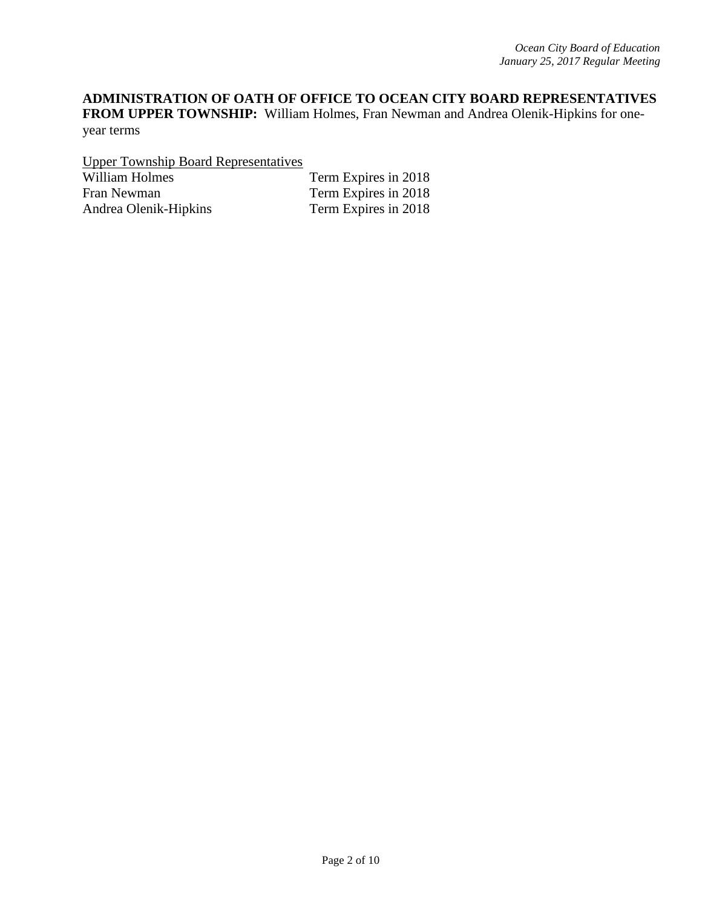**ADMINISTRATION OF OATH OF OFFICE TO OCEAN CITY BOARD REPRESENTATIVES FROM UPPER TOWNSHIP:** William Holmes, Fran Newman and Andrea Olenik-Hipkins for one-year terms

<u>Upper Township Board Representatives</u>

| | |
|---|---|
| William Holmes | Term Expires in 2018 |
| Fran Newman | Term Expires in 2018 |
| Andrea Olenik-Hipkins | Term Expires in 2018 |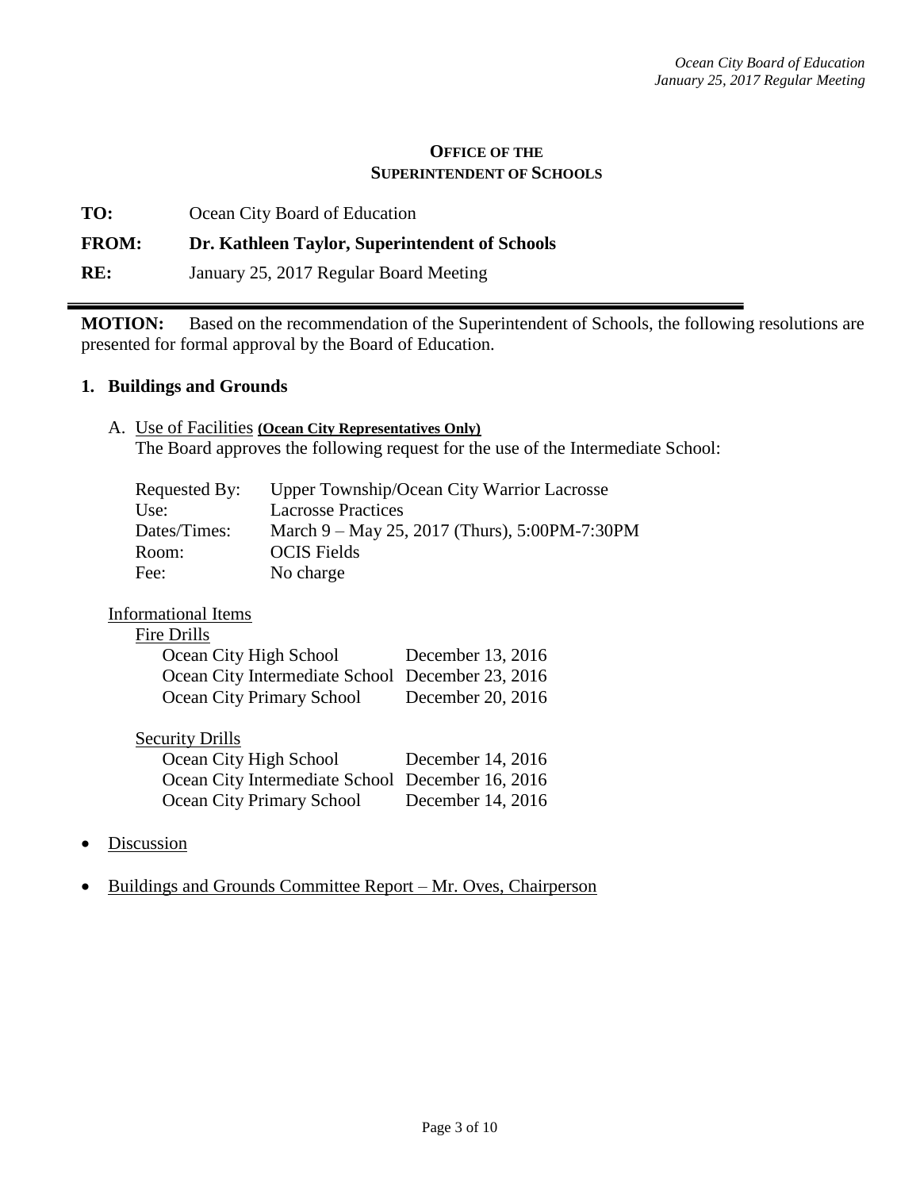**OFFICE OF THE SUPERINTENDENT OF SCHOOLS**

**TO:** Ocean City Board of Education

**FROM:** **Dr. Kathleen Taylor, Superintendent of Schools**

**RE:** January 25, 2017 Regular Board Meeting

---

**MOTION:** Based on the recommendation of the Superintendent of Schools, the following resolutions are presented for formal approval by the Board of Education.

## 1. Buildings and Grounds

A. Use of Facilities **(Ocean City Representatives Only)**
The Board approves the following request for the use of the Intermediate School:

| | |
|---|---|
| Requested By: | Upper Township/Ocean City Warrior Lacrosse |
| Use: | Lacrosse Practices |
| Dates/Times: | March 9 – May 25, 2017 (Thurs), 5:00PM-7:30PM |
| Room: | OCIS Fields |
| Fee: | No charge |

Informational Items

Fire Drills

| | |
|---|---|
| Ocean City High School | December 13, 2016 |
| Ocean City Intermediate School | December 23, 2016 |
| Ocean City Primary School | December 20, 2016 |

Security Drills

| | |
|---|---|
| Ocean City High School | December 14, 2016 |
| Ocean City Intermediate School | December 16, 2016 |
| Ocean City Primary School | December 14, 2016 |

- Discussion
- Buildings and Grounds Committee Report – Mr. Oves, Chairperson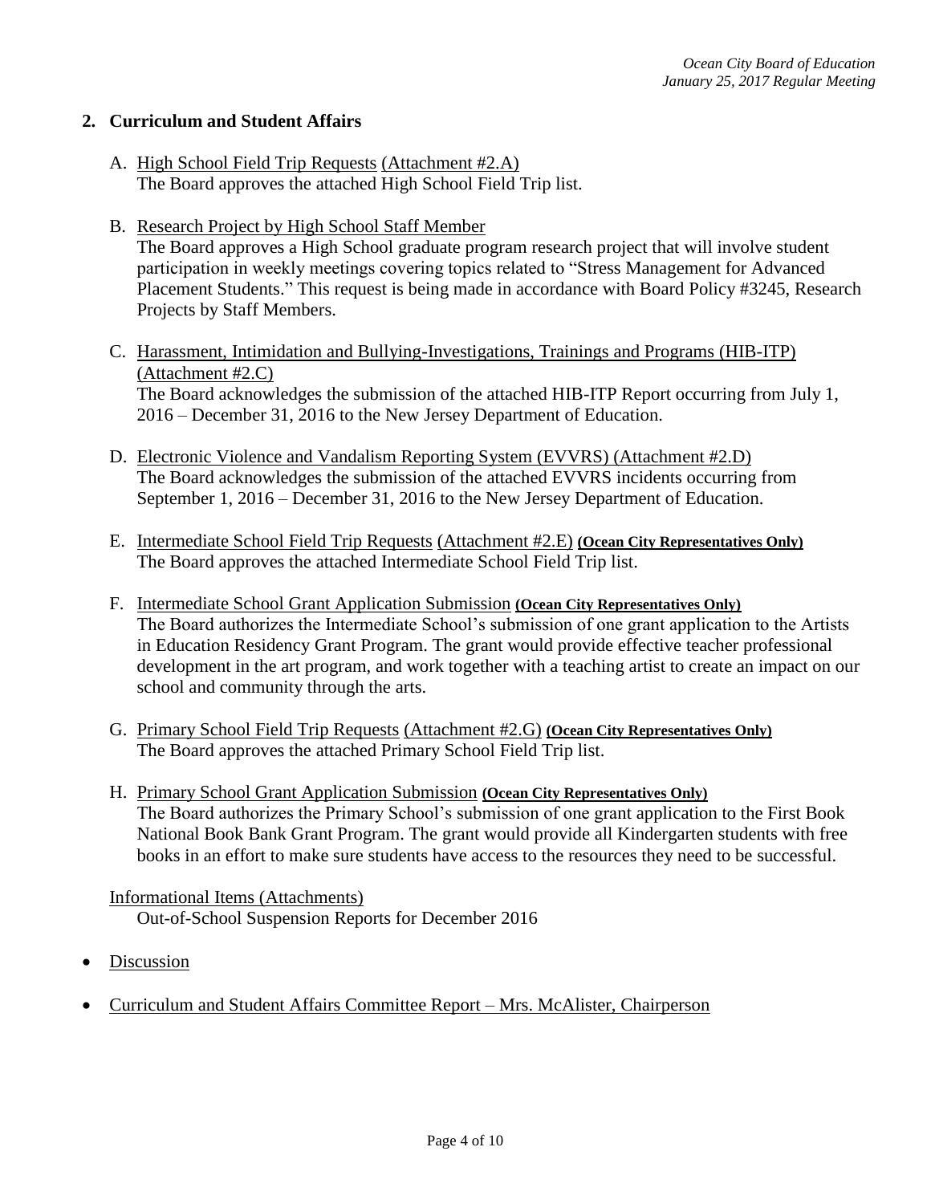## 2. Curriculum and Student Affairs

A. High School Field Trip Requests (Attachment #2.A)
The Board approves the attached High School Field Trip list.

B. Research Project by High School Staff Member
The Board approves a High School graduate program research project that will involve student participation in weekly meetings covering topics related to "Stress Management for Advanced Placement Students." This request is being made in accordance with Board Policy #3245, Research Projects by Staff Members.

C. Harassment, Intimidation and Bullying-Investigations, Trainings and Programs (HIB-ITP) (Attachment #2.C)
The Board acknowledges the submission of the attached HIB-ITP Report occurring from July 1, 2016 – December 31, 2016 to the New Jersey Department of Education.

D. Electronic Violence and Vandalism Reporting System (EVVRS) (Attachment #2.D)
The Board acknowledges the submission of the attached EVVRS incidents occurring from September 1, 2016 – December 31, 2016 to the New Jersey Department of Education.

E. Intermediate School Field Trip Requests (Attachment #2.E) **(Ocean City Representatives Only)**
The Board approves the attached Intermediate School Field Trip list.

F. Intermediate School Grant Application Submission **(Ocean City Representatives Only)**
The Board authorizes the Intermediate School's submission of one grant application to the Artists in Education Residency Grant Program. The grant would provide effective teacher professional development in the art program, and work together with a teaching artist to create an impact on our school and community through the arts.

G. Primary School Field Trip Requests (Attachment #2.G) **(Ocean City Representatives Only)**
The Board approves the attached Primary School Field Trip list.

H. Primary School Grant Application Submission **(Ocean City Representatives Only)**
The Board authorizes the Primary School's submission of one grant application to the First Book National Book Bank Grant Program. The grant would provide all Kindergarten students with free books in an effort to make sure students have access to the resources they need to be successful.

Informational Items (Attachments)
Out-of-School Suspension Reports for December 2016

- Discussion
- Curriculum and Student Affairs Committee Report – Mrs. McAlister, Chairperson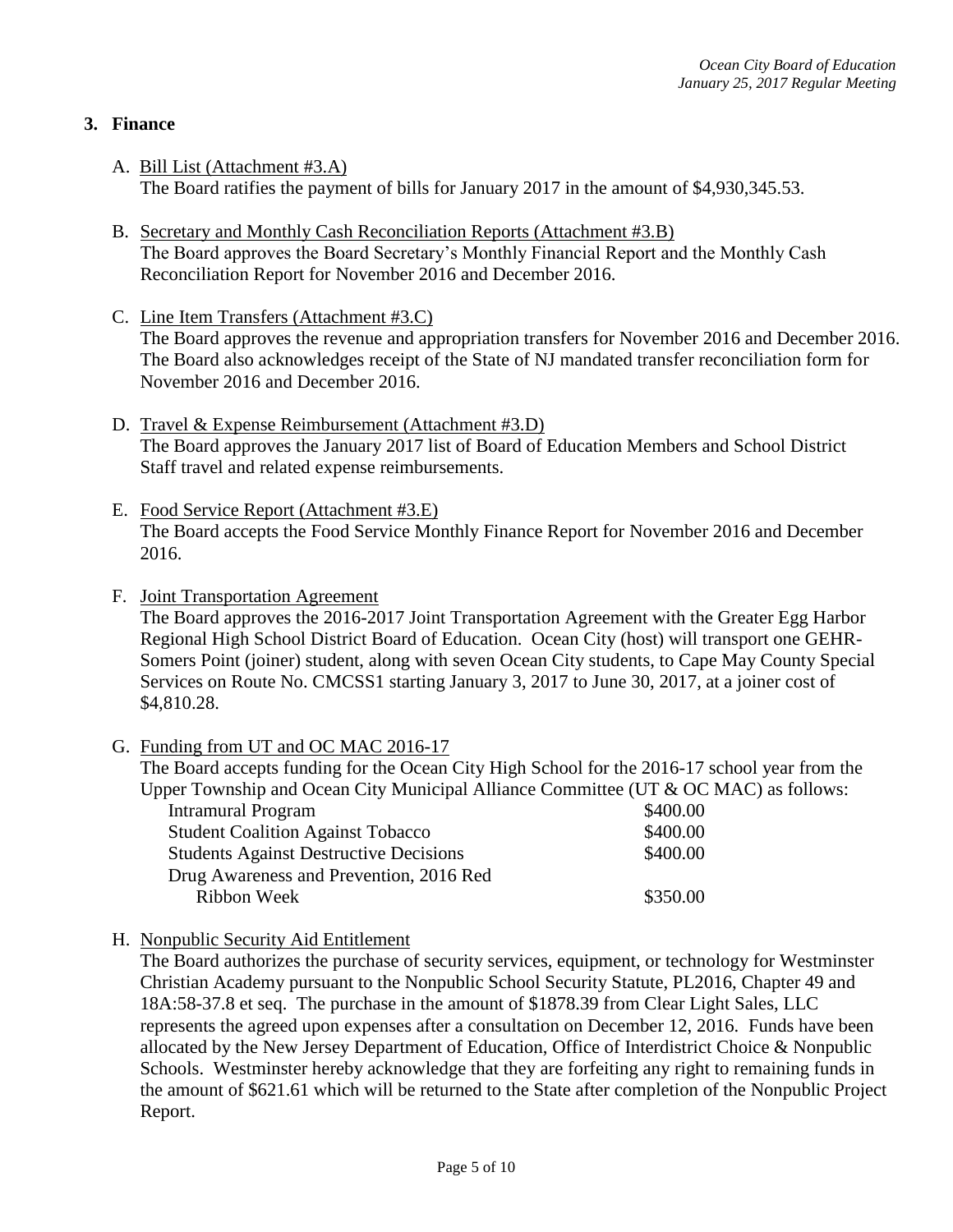## 3. Finance

A. <u>Bill List (Attachment #3.A)</u>
The Board ratifies the payment of bills for January 2017 in the amount of $4,930,345.53.

B. <u>Secretary and Monthly Cash Reconciliation Reports (Attachment #3.B)</u>
The Board approves the Board Secretary's Monthly Financial Report and the Monthly Cash Reconciliation Report for November 2016 and December 2016.

C. <u>Line Item Transfers (Attachment #3.C)</u>
The Board approves the revenue and appropriation transfers for November 2016 and December 2016. The Board also acknowledges receipt of the State of NJ mandated transfer reconciliation form for November 2016 and December 2016.

D. <u>Travel & Expense Reimbursement (Attachment #3.D)</u>
The Board approves the January 2017 list of Board of Education Members and School District Staff travel and related expense reimbursements.

E. <u>Food Service Report (Attachment #3.E)</u>
The Board accepts the Food Service Monthly Finance Report for November 2016 and December 2016.

F. <u>Joint Transportation Agreement</u>
The Board approves the 2016-2017 Joint Transportation Agreement with the Greater Egg Harbor Regional High School District Board of Education. Ocean City (host) will transport one GEHR-Somers Point (joiner) student, along with seven Ocean City students, to Cape May County Special Services on Route No. CMCSS1 starting January 3, 2017 to June 30, 2017, at a joiner cost of $4,810.28.

G. <u>Funding from UT and OC MAC 2016-17</u>
The Board accepts funding for the Ocean City High School for the 2016-17 school year from the Upper Township and Ocean City Municipal Alliance Committee (UT & OC MAC) as follows:

| | |
|---|---|
| Intramural Program | $400.00 |
| Student Coalition Against Tobacco | $400.00 |
| Students Against Destructive Decisions | $400.00 |
| Drug Awareness and Prevention, 2016 Red Ribbon Week | $350.00 |

H. <u>Nonpublic Security Aid Entitlement</u>
The Board authorizes the purchase of security services, equipment, or technology for Westminster Christian Academy pursuant to the Nonpublic School Security Statute, PL2016, Chapter 49 and 18A:58-37.8 et seq. The purchase in the amount of $1878.39 from Clear Light Sales, LLC represents the agreed upon expenses after a consultation on December 12, 2016. Funds have been allocated by the New Jersey Department of Education, Office of Interdistrict Choice & Nonpublic Schools. Westminster hereby acknowledge that they are forfeiting any right to remaining funds in the amount of $621.61 which will be returned to the State after completion of the Nonpublic Project Report.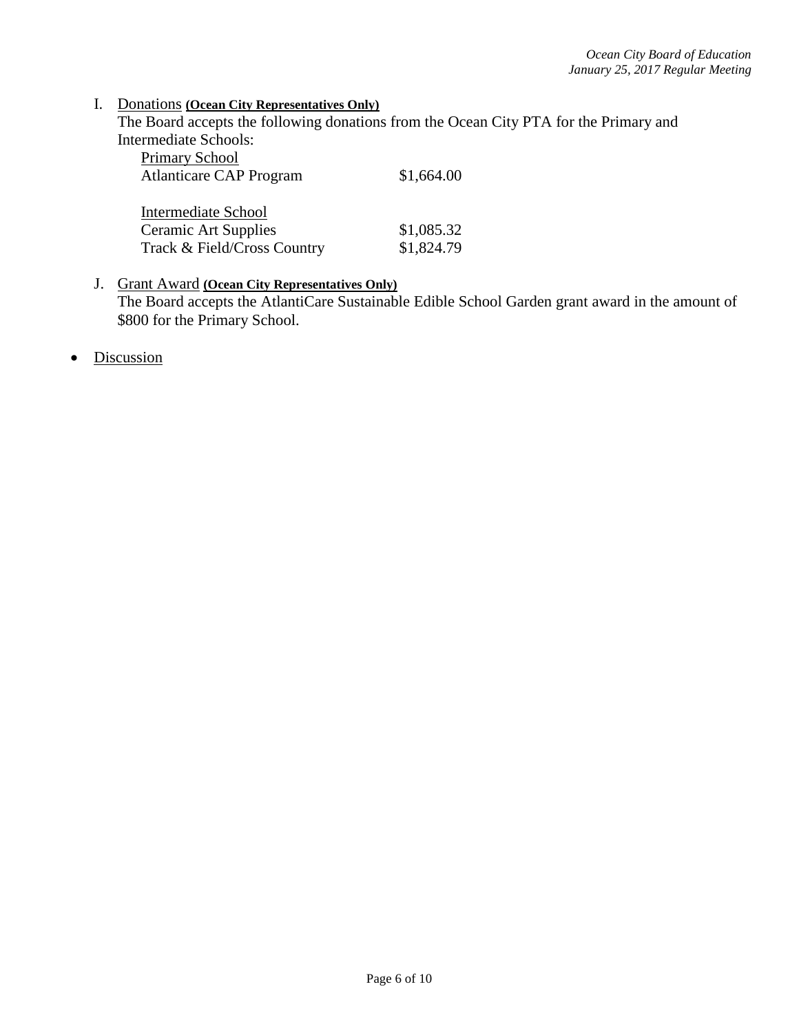I. <u>Donations</u> **(Ocean City Representatives Only)**
The Board accepts the following donations from the Ocean City PTA for the Primary and Intermediate Schools:

| <u>Primary School</u> | |
|---|---|
| Atlanticare CAP Program | $1,664.00 |
| | |
| <u>Intermediate School</u> | |
| Ceramic Art Supplies | $1,085.32 |
| Track & Field/Cross Country | $1,824.79 |

J. <u>Grant Award</u> **(Ocean City Representatives Only)**
The Board accepts the AtlantiCare Sustainable Edible School Garden grant award in the amount of $800 for the Primary School.

- <u>Discussion</u>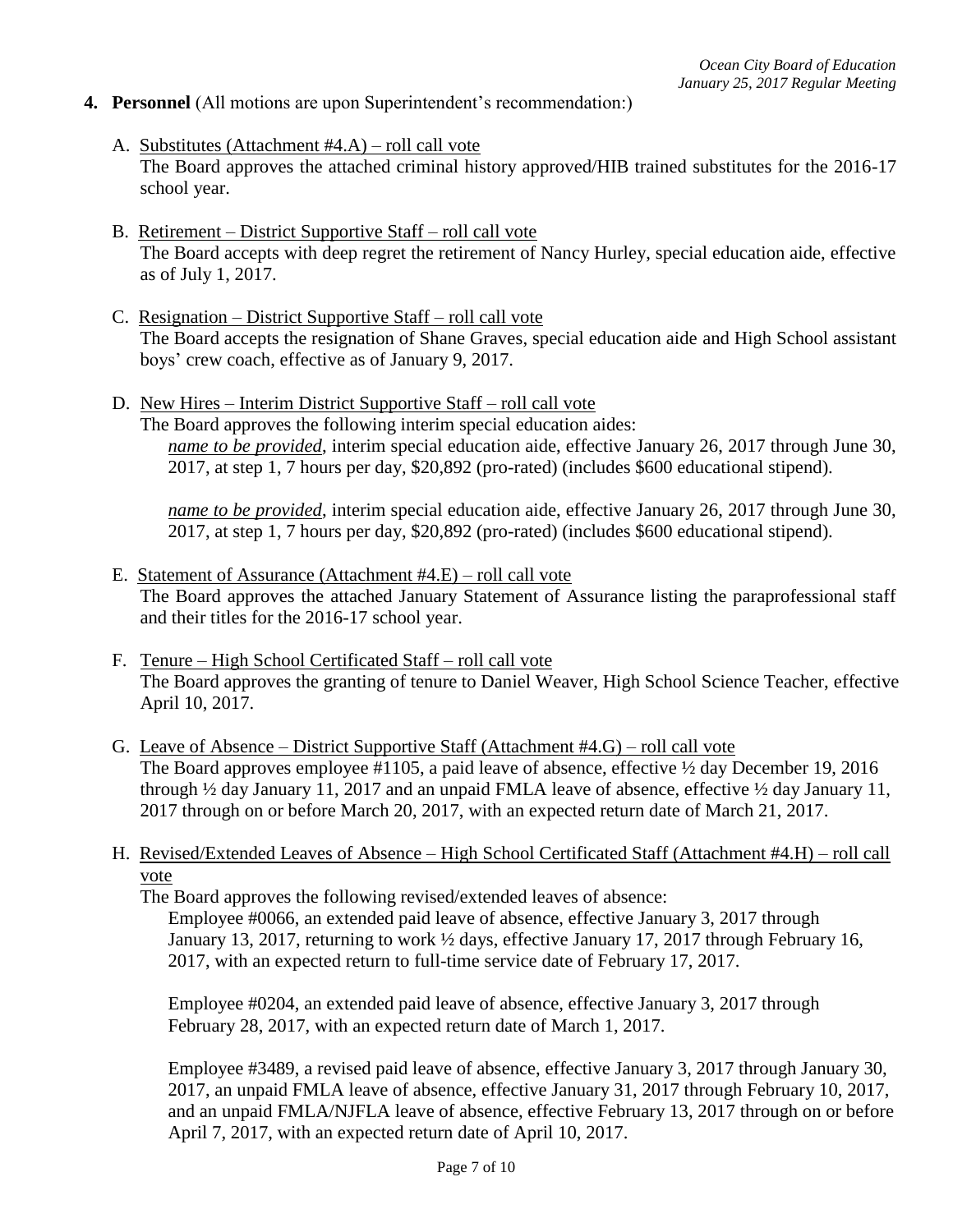**4. Personnel** (All motions are upon Superintendent's recommendation:)

A. Substitutes (Attachment #4.A) – roll call vote
The Board approves the attached criminal history approved/HIB trained substitutes for the 2016-17 school year.

B. Retirement – District Supportive Staff – roll call vote
The Board accepts with deep regret the retirement of Nancy Hurley, special education aide, effective as of July 1, 2017.

C. Resignation – District Supportive Staff – roll call vote
The Board accepts the resignation of Shane Graves, special education aide and High School assistant boys' crew coach, effective as of January 9, 2017.

D. New Hires – Interim District Supportive Staff – roll call vote
The Board approves the following interim special education aides:

*name to be provided*, interim special education aide, effective January 26, 2017 through June 30, 2017, at step 1, 7 hours per day, $20,892 (pro-rated) (includes $600 educational stipend).

*name to be provided*, interim special education aide, effective January 26, 2017 through June 30, 2017, at step 1, 7 hours per day, $20,892 (pro-rated) (includes $600 educational stipend).

E. Statement of Assurance (Attachment #4.E) – roll call vote
The Board approves the attached January Statement of Assurance listing the paraprofessional staff and their titles for the 2016-17 school year.

F. Tenure – High School Certificated Staff – roll call vote
The Board approves the granting of tenure to Daniel Weaver, High School Science Teacher, effective April 10, 2017.

G. Leave of Absence – District Supportive Staff (Attachment #4.G) – roll call vote
The Board approves employee #1105, a paid leave of absence, effective ½ day December 19, 2016 through ½ day January 11, 2017 and an unpaid FMLA leave of absence, effective ½ day January 11, 2017 through on or before March 20, 2017, with an expected return date of March 21, 2017.

H. Revised/Extended Leaves of Absence – High School Certificated Staff (Attachment #4.H) – roll call vote
The Board approves the following revised/extended leaves of absence:

Employee #0066, an extended paid leave of absence, effective January 3, 2017 through January 13, 2017, returning to work ½ days, effective January 17, 2017 through February 16, 2017, with an expected return to full-time service date of February 17, 2017.

Employee #0204, an extended paid leave of absence, effective January 3, 2017 through February 28, 2017, with an expected return date of March 1, 2017.

Employee #3489, a revised paid leave of absence, effective January 3, 2017 through January 30, 2017, an unpaid FMLA leave of absence, effective January 31, 2017 through February 10, 2017, and an unpaid FMLA/NJFLA leave of absence, effective February 13, 2017 through on or before April 7, 2017, with an expected return date of April 10, 2017.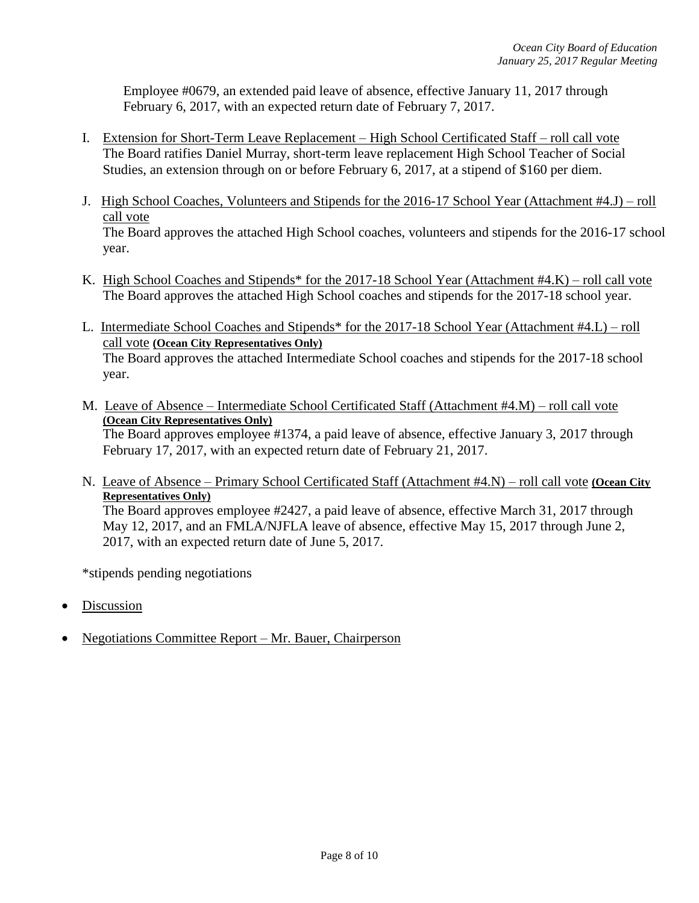Employee #0679, an extended paid leave of absence, effective January 11, 2017 through February 6, 2017, with an expected return date of February 7, 2017.

I. <u>Extension for Short-Term Leave Replacement – High School Certificated Staff – roll call vote</u>
The Board ratifies Daniel Murray, short-term leave replacement High School Teacher of Social Studies, an extension through on or before February 6, 2017, at a stipend of $160 per diem.

J. <u>High School Coaches, Volunteers and Stipends for the 2016-17 School Year (Attachment #4.J) – roll call vote</u>
The Board approves the attached High School coaches, volunteers and stipends for the 2016-17 school year.

K. <u>High School Coaches and Stipends* for the 2017-18 School Year (Attachment #4.K) – roll call vote</u>
The Board approves the attached High School coaches and stipends for the 2017-18 school year.

L. <u>Intermediate School Coaches and Stipends* for the 2017-18 School Year (Attachment #4.L) – roll call vote</u> **<u>(Ocean City Representatives Only)</u>**
The Board approves the attached Intermediate School coaches and stipends for the 2017-18 school year.

M. <u>Leave of Absence – Intermediate School Certificated Staff (Attachment #4.M) – roll call vote</u> **<u>(Ocean City Representatives Only)</u>**
The Board approves employee #1374, a paid leave of absence, effective January 3, 2017 through February 17, 2017, with an expected return date of February 21, 2017.

N. <u>Leave of Absence – Primary School Certificated Staff (Attachment #4.N) – roll call vote</u> **<u>(Ocean City Representatives Only)</u>**
The Board approves employee #2427, a paid leave of absence, effective March 31, 2017 through May 12, 2017, and an FMLA/NJFLA leave of absence, effective May 15, 2017 through June 2, 2017, with an expected return date of June 5, 2017.

*stipends pending negotiations

- <u>Discussion</u>
- <u>Negotiations Committee Report – Mr. Bauer, Chairperson</u>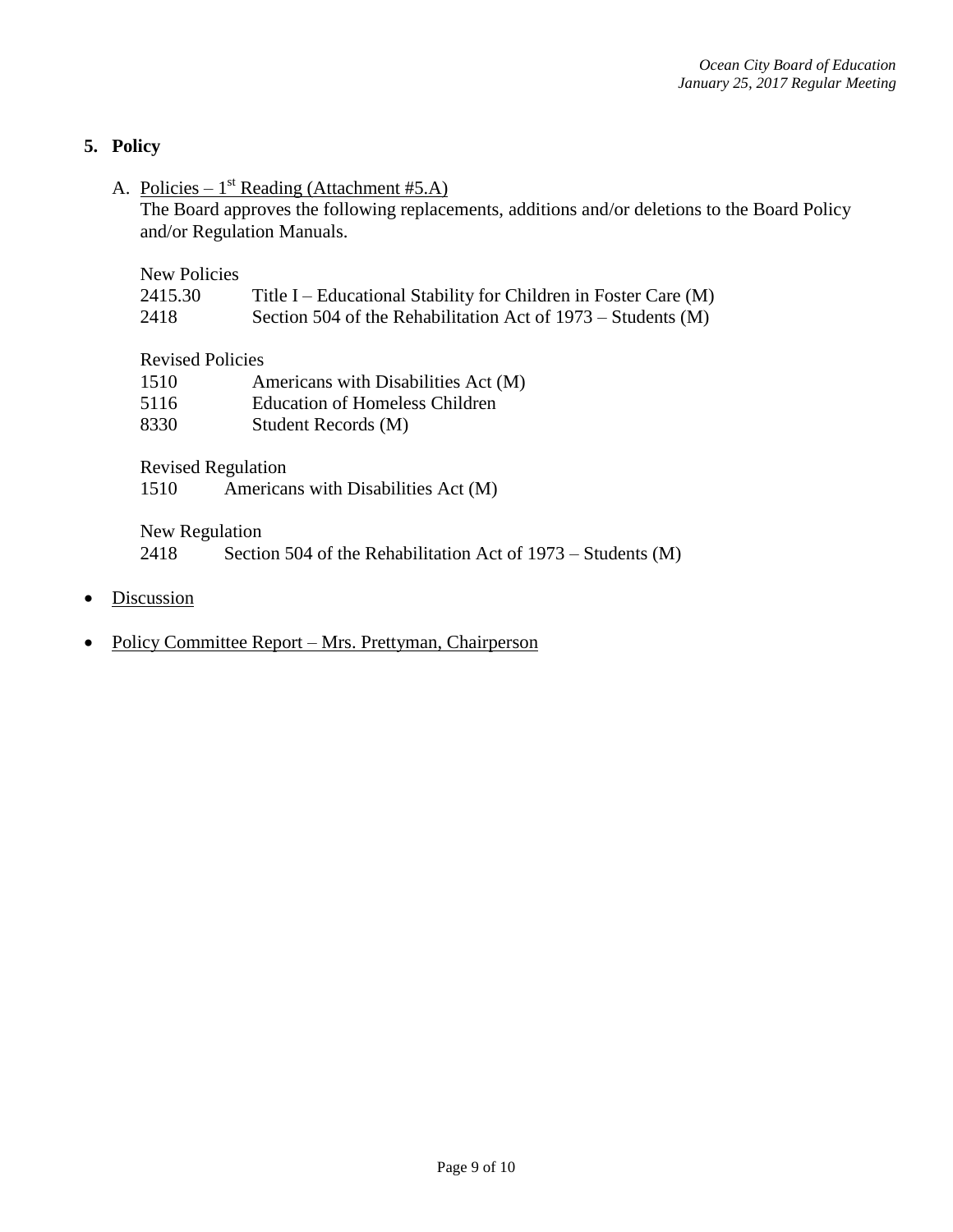## 5. Policy

A. Policies – 1st Reading (Attachment #5.A)

The Board approves the following replacements, additions and/or deletions to the Board Policy and/or Regulation Manuals.

New Policies

| | |
|---|---|
| 2415.30 | Title I – Educational Stability for Children in Foster Care (M) |
| 2418 | Section 504 of the Rehabilitation Act of 1973 – Students (M) |

Revised Policies

| | |
|---|---|
| 1510 | Americans with Disabilities Act (M) |
| 5116 | Education of Homeless Children |
| 8330 | Student Records (M) |

Revised Regulation

| | |
|---|---|
| 1510 | Americans with Disabilities Act (M) |

New Regulation

| | |
|---|---|
| 2418 | Section 504 of the Rehabilitation Act of 1973 – Students (M) |

- Discussion
- Policy Committee Report – Mrs. Prettyman, Chairperson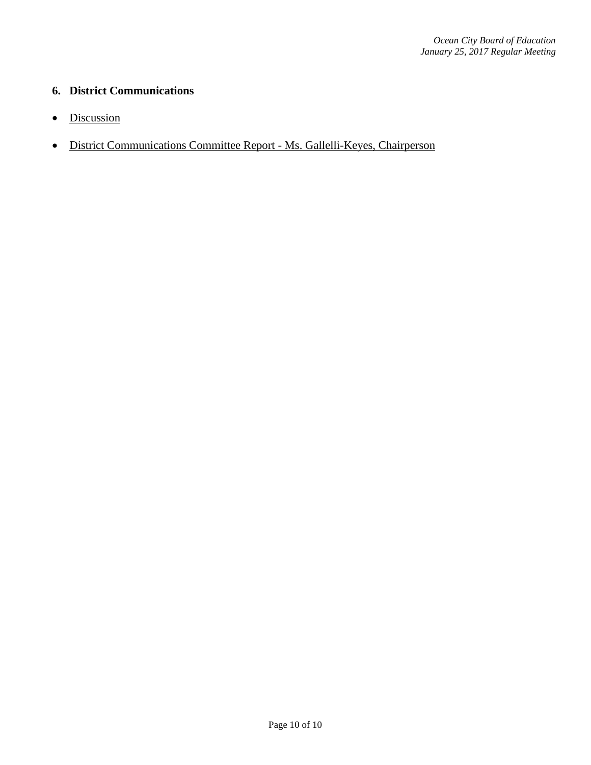**6. District Communications**

- Discussion

- District Communications Committee Report - Ms. Gallelli-Keyes, Chairperson